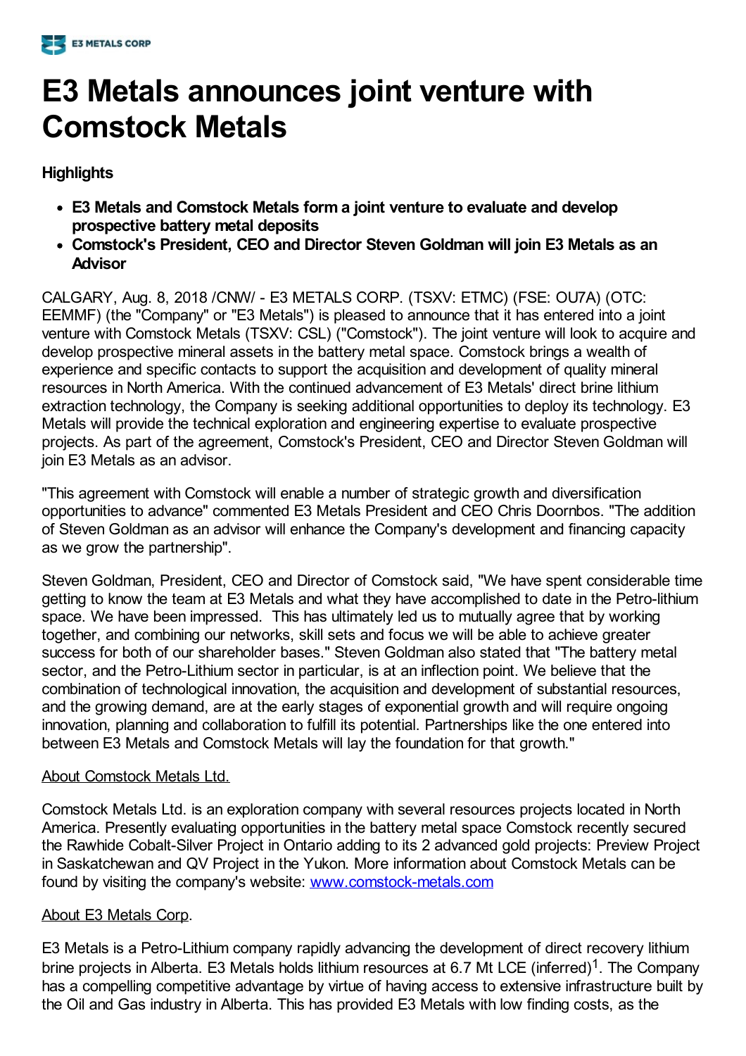# E3 Metals announces joint venture with Comstock Metals

**Highlights**

- **E3 Metals and Comstock Metals form a joint venture to evaluate and develop prospective battery metal deposits**
- **Comstock's President, CEO and Director Steven Goldman will join E3 Metals as an Advisor**

CALGARY, Aug. 8, 2018 /CNW/ - E3 METALS CORP. (TSXV: ETMC) (FSE: OU7A) (OTC: EEMMF) (the "Company" or "E3 Metals") is pleased to announce that it has entered into a joint venture with Comstock Metals (TSXV: CSL) ("Comstock"). The joint venture will look to acquire and develop prospective mineral assets in the battery metal space. Comstock brings a wealth of experience and specific contacts to support the acquisition and development of quality mineral resources in North America. With the continued advancement of E3 Metals' direct brine lithium extraction technology, the Company is seeking additional opportunities to deploy its technology. E3 Metals will provide the technical exploration and engineering expertise to evaluate prospective projects. As part of the agreement, Comstock's President, CEO and Director Steven Goldman will join E3 Metals as an advisor.

"This agreement with Comstock will enable a number of strategic growth and diversification opportunities to advance" commented E3 Metals President and CEO Chris Doornbos. "The addition of Steven Goldman as an advisor will enhance the Company's development and financing capacity as we grow the partnership".

Steven Goldman, President, CEO and Director of Comstock said, "We have spent considerable time getting to know the team at E3 Metals and what they have accomplished to date in the Petro-lithium space. We have been impressed. This has ultimately led us to mutually agree that by working together, and combining our networks, skill sets and focus we will be able to achieve greater success for both of our shareholder bases." Steven Goldman also stated that "The battery metal sector, and the Petro-Lithium sector in particular, is at an inflection point. We believe that the combination of technological innovation, the acquisition and development of substantial resources, and the growing demand, are at the early stages of exponential growth and will require ongoing innovation, planning and collaboration to fulfill its potential. Partnerships like the one entered into between E3 Metals and Comstock Metals will lay the foundation for that growth."

About Comstock Metals Ltd.

Comstock Metals Ltd. is an exploration company with several resources projects located in North America. Presently evaluating opportunities in the battery metal space Comstock recently secured the Rawhide Cobalt-Silver Project in Ontario adding to its 2 advanced gold projects: Preview Project in Saskatchewan and QV Project in the Yukon. More information about Comstock Metals can be found by visiting the company's website: www.comstock-metals.com

About E3 Metals Corp.

E3 Metals is a Petro-Lithium company rapidly advancing the development of direct recovery lithium brine projects in Alberta. E3 Metals holds lithium resources at 6.7 Mt LCE (inferred)[1]. The Company has a compelling competitive advantage by virtue of having access to extensive infrastructure built by the Oil and Gas industry in Alberta. This has provided E3 Metals with low finding costs, as the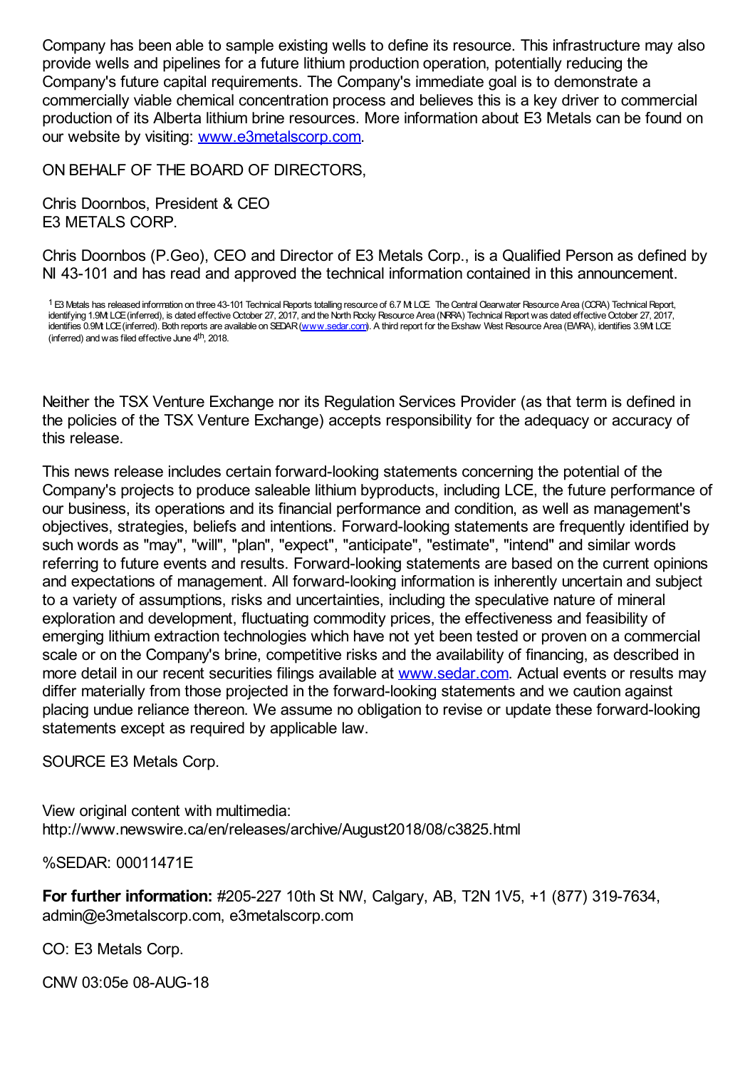Company has been able to sample existing wells to define its resource. This infrastructure may also provide wells and pipelines for a future lithium production operation, potentially reducing the Company's future capital requirements. The Company's immediate goal is to demonstrate a commercially viable chemical concentration process and believes this is a key driver to commercial production of its Alberta lithium brine resources. More information about E3 Metals can be found on our website by visiting: [www.e3metalscorp.com](http://www.e3metalscorp.com).

ON BEHALF OF THE BOARD OF DIRECTORS,

Chris Doornbos, President & CEO
E3 METALS CORP.

Chris Doornbos (P.Geo), CEO and Director of E3 Metals Corp., is a Qualified Person as defined by NI 43-101 and has read and approved the technical information contained in this announcement.

[1] E3 Metals has released information on three 43-101 Technical Reports totalling resource of 6.7 Mt LCE. The Central Clearwater Resource Area (CCRA) Technical Report, identifying 1.9Mt LCE (inferred), is dated effective October 27, 2017, and the North Rocky Resource Area (NRRA) Technical Report was dated effective October 27, 2017, identifies 0.9Mt LCE (inferred). Both reports are available on SEDAR ([www.sedar.com](http://www.sedar.com)). A third report for the Exshaw West Resource Area (EWRA), identifies 3.9Mt LCE (inferred) and was filed effective June 4th, 2018.

Neither the TSX Venture Exchange nor its Regulation Services Provider (as that term is defined in the policies of the TSX Venture Exchange) accepts responsibility for the adequacy or accuracy of this release.

This news release includes certain forward-looking statements concerning the potential of the Company's projects to produce saleable lithium byproducts, including LCE, the future performance of our business, its operations and its financial performance and condition, as well as management's objectives, strategies, beliefs and intentions. Forward-looking statements are frequently identified by such words as "may", "will", "plan", "expect", "anticipate", "estimate", "intend" and similar words referring to future events and results. Forward-looking statements are based on the current opinions and expectations of management. All forward-looking information is inherently uncertain and subject to a variety of assumptions, risks and uncertainties, including the speculative nature of mineral exploration and development, fluctuating commodity prices, the effectiveness and feasibility of emerging lithium extraction technologies which have not yet been tested or proven on a commercial scale or on the Company's brine, competitive risks and the availability of financing, as described in more detail in our recent securities filings available at [www.sedar.com](http://www.sedar.com). Actual events or results may differ materially from those projected in the forward-looking statements and we caution against placing undue reliance thereon. We assume no obligation to revise or update these forward-looking statements except as required by applicable law.

SOURCE E3 Metals Corp.

View original content with multimedia:
http://www.newswire.ca/en/releases/archive/August2018/08/c3825.html

%SEDAR: 00011471E

**For further information:** #205-227 10th St NW, Calgary, AB, T2N 1V5, +1 (877) 319-7634, admin@e3metalscorp.com, e3metalscorp.com

CO: E3 Metals Corp.

CNW 03:05e 08-AUG-18